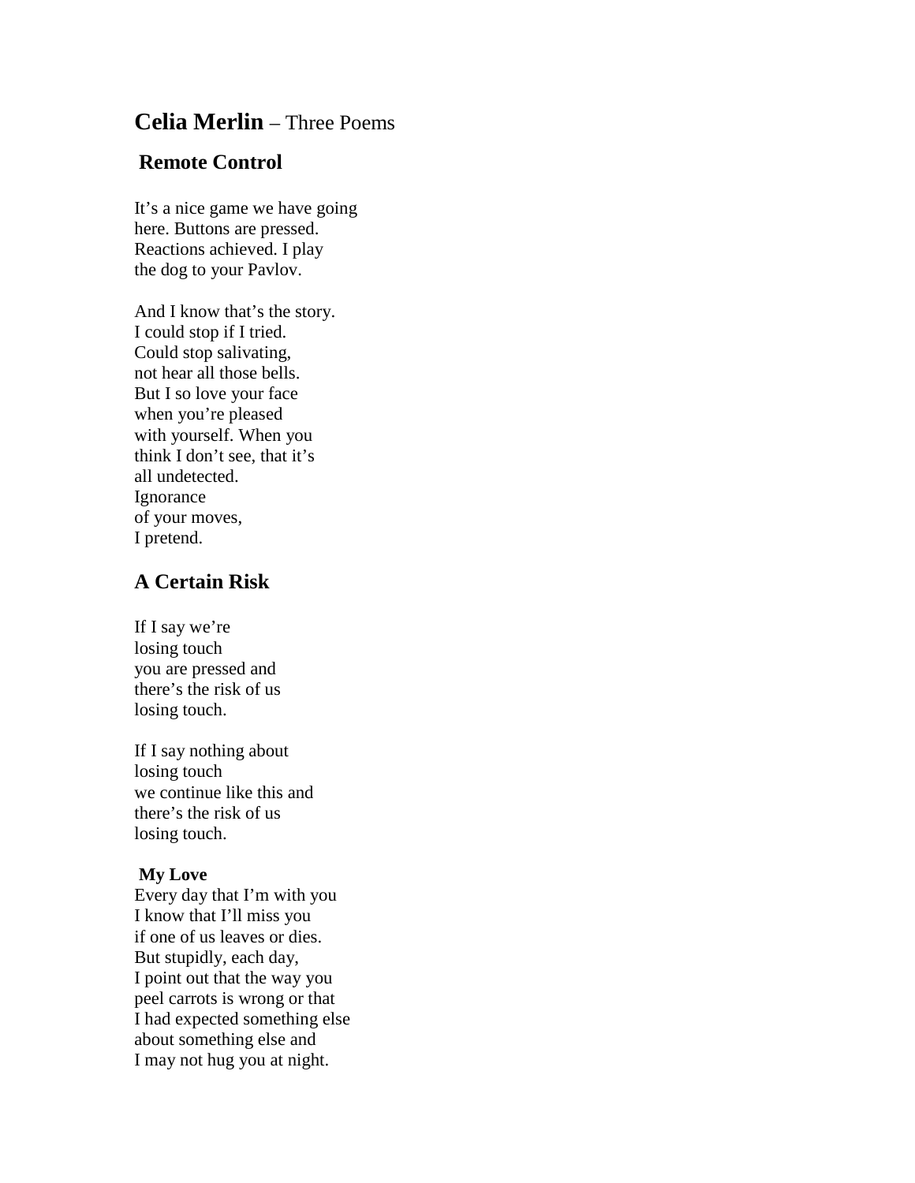# **Celia Merlin** – Three Poems

## Remote Control

It's a nice game we have going  
here. Buttons are pressed.  
Reactions achieved. I play  
the dog to your Pavlov.

And I know that's the story.  
I could stop if I tried.  
Could stop salivating,  
not hear all those bells.  
But I so love your face  
when you're pleased  
with yourself. When you  
think I don't see, that it's  
all undetected.  
Ignorance  
of your moves,  
I pretend.

## A Certain Risk

If I say we're  
losing touch  
you are pressed and  
there's the risk of us  
losing touch.

If I say nothing about  
losing touch  
we continue like this and  
there's the risk of us  
losing touch.

### My Love

Every day that I'm with you  
I know that I'll miss you  
if one of us leaves or dies.  
But stupidly, each day,  
I point out that the way you  
peel carrots is wrong or that  
I had expected something else  
about something else and  
I may not hug you at night.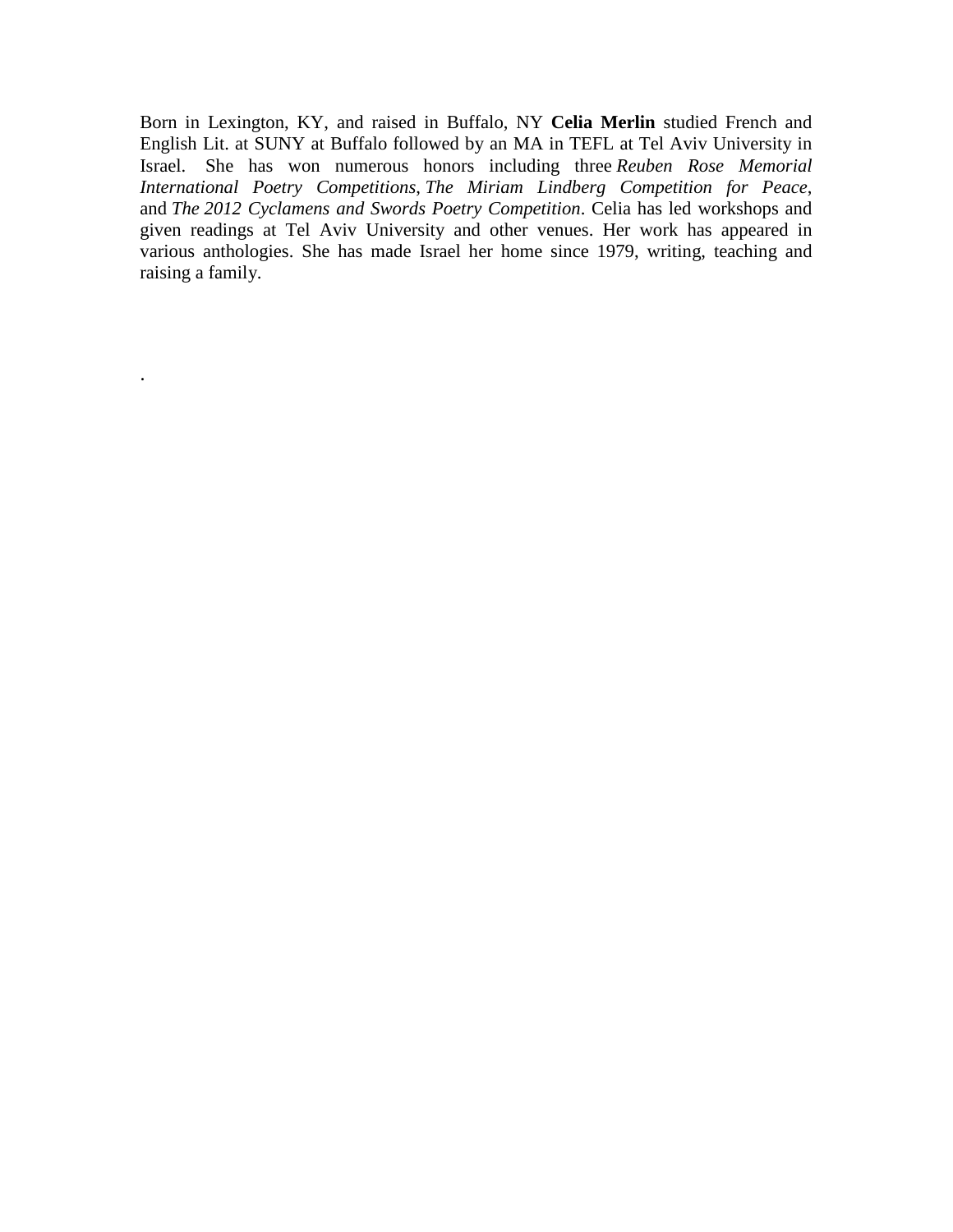Born in Lexington, KY, and raised in Buffalo, NY **Celia Merlin** studied French and English Lit. at SUNY at Buffalo followed by an MA in TEFL at Tel Aviv University in Israel. She has won numerous honors including three *Reuben Rose Memorial International Poetry Competitions*, *The Miriam Lindberg Competition for Peace*, and *The 2012 Cyclamens and Swords Poetry Competition*. Celia has led workshops and given readings at Tel Aviv University and other venues. Her work has appeared in various anthologies. She has made Israel her home since 1979, writing, teaching and raising a family.

.